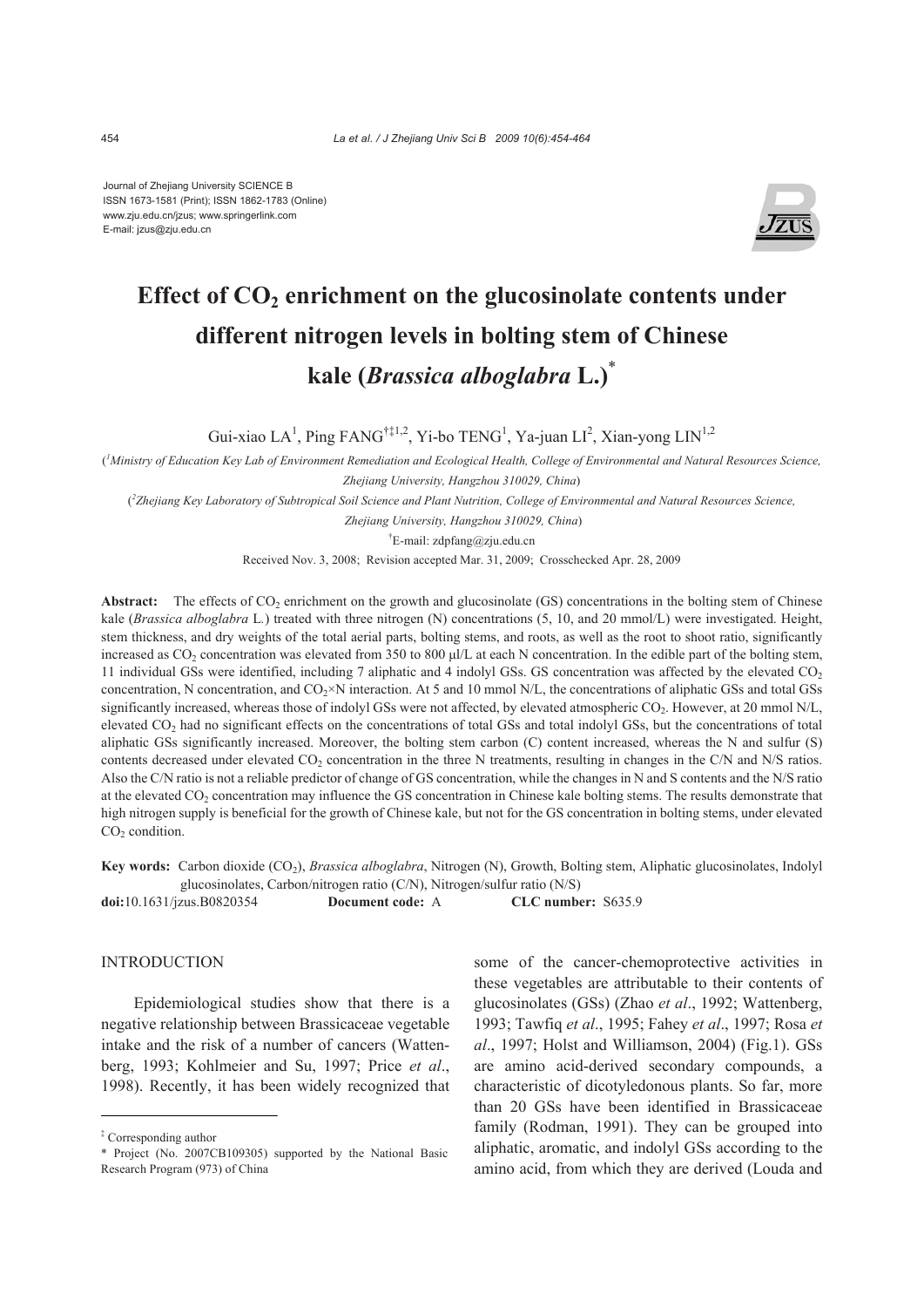Journal of Zhejiang University SCIENCE B
ISSN 1673-1581 (Print); ISSN 1862-1783 (Online)
www.zju.edu.cn/jzus; www.springerlink.com
E-mail: jzus@zju.edu.cn

# Effect of $CO_2$ enrichment on the glucosinolate contents under different nitrogen levels in bolting stem of Chinese kale (*Brassica alboglabra* L.)*

Gui-xiao LA[1], Ping FANG[†‡1,2], Yi-bo TENG[1], Ya-juan LI[2], Xian-yong LIN[1,2]

([1]Ministry of Education Key Lab of Environment Remediation and Ecological Health, College of Environmental and Natural Resources Science, Zhejiang University, Hangzhou 310029, China)

([2]Zhejiang Key Laboratory of Subtropical Soil Science and Plant Nutrition, College of Environmental and Natural Resources Science, Zhejiang University, Hangzhou 310029, China)

[†]E-mail: zdpfang@zju.edu.cn

Received Nov. 3, 2008; Revision accepted Mar. 31, 2009; Crosschecked Apr. 28, 2009

**Abstract:** The effects of $CO_2$ enrichment on the growth and glucosinolate (GS) concentrations in the bolting stem of Chinese kale (*Brassica alboglabra* L.) treated with three nitrogen (N) concentrations (5, 10, and 20 mmol/L) were investigated. Height, stem thickness, and dry weights of the total aerial parts, bolting stems, and roots, as well as the root to shoot ratio, significantly increased as $CO_2$ concentration was elevated from 350 to 800 μl/L at each N concentration. In the edible part of the bolting stem, 11 individual GSs were identified, including 7 aliphatic and 4 indolyl GSs. GS concentration was affected by the elevated $CO_2$ concentration, N concentration, and $CO_2$×N interaction. At 5 and 10 mmol N/L, the concentrations of aliphatic GSs and total GSs significantly increased, whereas those of indolyl GSs were not affected, by elevated atmospheric $CO_2$. However, at 20 mmol N/L, elevated $CO_2$ had no significant effects on the concentrations of total GSs and total indolyl GSs, but the concentrations of total aliphatic GSs significantly increased. Moreover, the bolting stem carbon (C) content increased, whereas the N and sulfur (S) contents decreased under elevated $CO_2$ concentration in the three N treatments, resulting in changes in the C/N and N/S ratios. Also the C/N ratio is not a reliable predictor of change of GS concentration, while the changes in N and S contents and the N/S ratio at the elevated $CO_2$ concentration may influence the GS concentration in Chinese kale bolting stems. The results demonstrate that high nitrogen supply is beneficial for the growth of Chinese kale, but not for the GS concentration in bolting stems, under elevated $CO_2$ condition.

**Key words:** Carbon dioxide ($CO_2$), *Brassica alboglabra*, Nitrogen (N), Growth, Bolting stem, Aliphatic glucosinolates, Indolyl glucosinolates, Carbon/nitrogen ratio (C/N), Nitrogen/sulfur ratio (N/S)

**doi:**10.1631/jzus.B0820354 **Document code:** A **CLC number:** S635.9

## INTRODUCTION

Epidemiological studies show that there is a negative relationship between Brassicaceae vegetable intake and the risk of a number of cancers (Wattenberg, 1993; Kohlmeier and Su, 1997; Price *et al*., 1998). Recently, it has been widely recognized that some of the cancer-chemoprotective activities in these vegetables are attributable to their contents of glucosinolates (GSs) (Zhao *et al*., 1992; Wattenberg, 1993; Tawfiq *et al*., 1995; Fahey *et al*., 1997; Rosa *et al*., 1997; Holst and Williamson, 2004) (Fig.1). GSs are amino acid-derived secondary compounds, a characteristic of dicotyledonous plants. So far, more than 20 GSs have been identified in Brassicaceae family (Rodman, 1991). They can be grouped into aliphatic, aromatic, and indolyl GSs according to the amino acid, from which they are derived (Louda and

---

[‡] Corresponding author

\* Project (No. 2007CB109305) supported by the National Basic Research Program (973) of China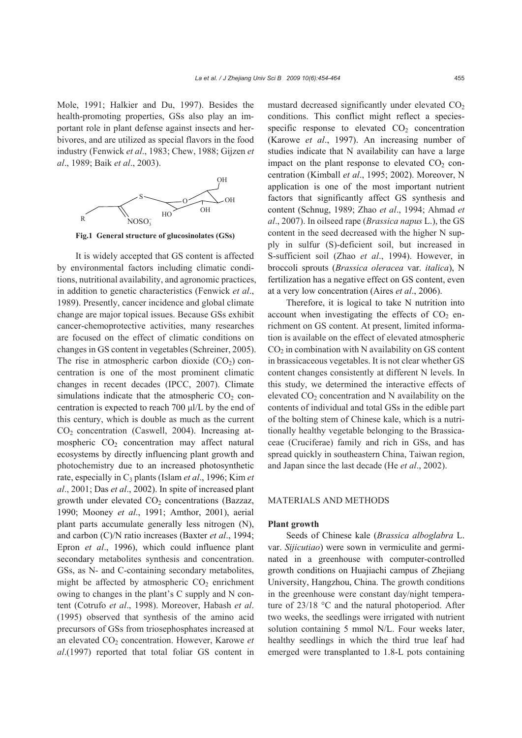Mole, 1991; Halkier and Du, 1997). Besides the health-promoting properties, GSs also play an important role in plant defense against insects and herbivores, and are utilized as special flavors in the food industry (Fenwick *et al*., 1983; Chew, 1988; Gijzen *et al*., 1989; Baik *et al*., 2003).

**Fig.1 General structure of glucosinolates (GSs)**

It is widely accepted that GS content is affected by environmental factors including climatic conditions, nutritional availability, and agronomic practices, in addition to genetic characteristics (Fenwick *et al*., 1989). Presently, cancer incidence and global climate change are major topical issues. Because GSs exhibit cancer-chemoprotective activities, many researches are focused on the effect of climatic conditions on changes in GS content in vegetables (Schreiner, 2005). The rise in atmospheric carbon dioxide ($CO_2$) concentration is one of the most prominent climatic changes in recent decades (IPCC, 2007). Climate simulations indicate that the atmospheric $CO_2$ concentration is expected to reach 700 μl/L by the end of this century, which is double as much as the current $CO_2$ concentration (Caswell, 2004). Increasing atmospheric $CO_2$ concentration may affect natural ecosystems by directly influencing plant growth and photochemistry due to an increased photosynthetic rate, especially in $C_3$ plants (Islam *et al*., 1996; Kim *et al*., 2001; Das *et al*., 2002). In spite of increased plant growth under elevated $CO_2$ concentrations (Bazzaz, 1990; Mooney *et al*., 1991; Amthor, 2001), aerial plant parts accumulate generally less nitrogen (N), and carbon (C)/N ratio increases (Baxter *et al*., 1994; Epron *et al*., 1996), which could influence plant secondary metabolites synthesis and concentration. GSs, as N- and C-containing secondary metabolites, might be affected by atmospheric $CO_2$ enrichment owing to changes in the plant's C supply and N content (Cotrufo *et al*., 1998). Moreover, Habash *et al*. (1995) observed that synthesis of the amino acid precursors of GSs from triosephosphates increased at an elevated $CO_2$ concentration. However, Karowe *et al*.(1997) reported that total foliar GS content in mustard decreased significantly under elevated $CO_2$ conditions. This conflict might reflect a species-specific response to elevated $CO_2$ concentration (Karowe *et al*., 1997). An increasing number of studies indicate that N availability can have a large impact on the plant response to elevated $CO_2$ concentration (Kimball *et al*., 1995; 2002). Moreover, N application is one of the most important nutrient factors that significantly affect GS synthesis and content (Schnug, 1989; Zhao *et al*., 1994; Ahmad *et al*., 2007). In oilseed rape (*Brassica napus* L.), the GS content in the seed decreased with the higher N supply in sulfur (S)-deficient soil, but increased in S-sufficient soil (Zhao *et al*., 1994). However, in broccoli sprouts (*Brassica oleracea* var. *italica*), N fertilization has a negative effect on GS content, even at a very low concentration (Aires *et al*., 2006).

Therefore, it is logical to take N nutrition into account when investigating the effects of $CO_2$ enrichment on GS content. At present, limited information is available on the effect of elevated atmospheric $CO_2$ in combination with N availability on GS content in brassicaceous vegetables. It is not clear whether GS content changes consistently at different N levels. In this study, we determined the interactive effects of elevated $CO_2$ concentration and N availability on the contents of individual and total GSs in the edible part of the bolting stem of Chinese kale, which is a nutritionally healthy vegetable belonging to the Brassicaceae (Cruciferae) family and rich in GSs, and has spread quickly in southeastern China, Taiwan region, and Japan since the last decade (He *et al*., 2002).

## MATERIALS AND METHODS

### Plant growth

Seeds of Chinese kale (*Brassica alboglabra* L. var. *Sijicutiao*) were sown in vermiculite and germinated in a greenhouse with computer-controlled growth conditions on Huajiachi campus of Zhejiang University, Hangzhou, China. The growth conditions in the greenhouse were constant day/night temperature of 23/18 °C and the natural photoperiod. After two weeks, the seedlings were irrigated with nutrient solution containing 5 mmol N/L. Four weeks later, healthy seedlings in which the third true leaf had emerged were transplanted to 1.8-L pots containing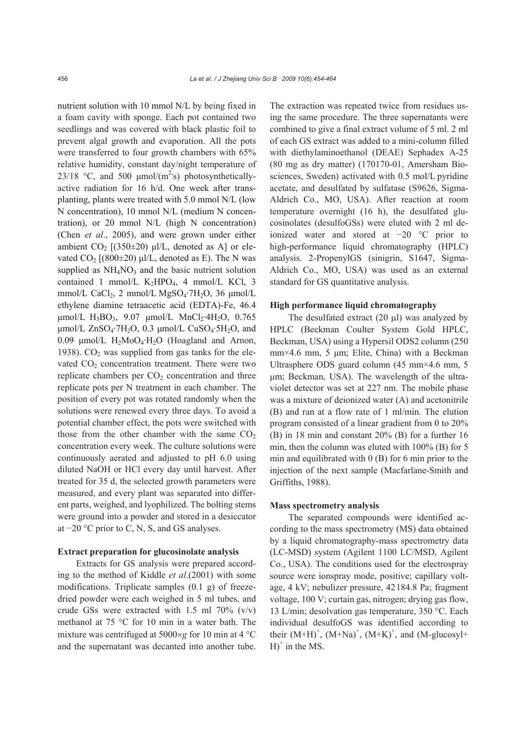nutrient solution with 10 mmol N/L by being fixed in a foam cavity with sponge. Each pot contained two seedlings and was covered with black plastic foil to prevent algal growth and evaporation. All the pots were transferred to four growth chambers with 65% relative humidity, constant day/night temperature of 23/18 °C, and 500 μmol/($m^2$·s) photosynthetically-active radiation for 16 h/d. One week after transplanting, plants were treated with 5.0 mmol N/L (low N concentration), 10 mmol N/L (medium N concentration), or 20 mmol N/L (high N concentration) (Chen *et al*., 2005), and were grown under either ambient $CO_2$ [(350±20) μl/L, denoted as A] or elevated $CO_2$ [(800±20) μl/L, denoted as E). The N was supplied as $NH_4NO_3$ and the basic nutrient solution contained 1 mmol/L $K_2HPO_4$, 4 mmol/L KCl, 3 mmol/L $CaCl_2$, 2 mmol/L $MgSO_4·7H_2O$, 36 μmol/L ethylene diamine tetraacetic acid (EDTA)-Fe, 46.4 μmol/L $H_3BO_3$, 9.07 μmol/L $MnCl_2·4H_2O$, 0.765 μmol/L $ZnSO_4·7H_2O$, 0.3 μmol/L $CuSO_4·5H_2O$, and 0.09 μmol/L $H_2MoO_4·H_2O$ (Hoagland and Arnon, 1938). $CO_2$ was supplied from gas tanks for the elevated $CO_2$ concentration treatment. There were two replicate chambers per $CO_2$ concentration and three replicate pots per N treatment in each chamber. The position of every pot was rotated randomly when the solutions were renewed every three days. To avoid a potential chamber effect, the pots were switched with those from the other chamber with the same $CO_2$ concentration every week. The culture solutions were continuously aerated and adjusted to pH 6.0 using diluted NaOH or HCl every day until harvest. After treated for 35 d, the selected growth parameters were measured, and every plant was separated into different parts, weighed, and lyophilized. The bolting stems were ground into a powder and stored in a desiccator at −20 °C prior to C, N, S, and GS analyses.

### Extract preparation for glucosinolate analysis

Extracts for GS analysis were prepared according to the method of Kiddle *et al*.(2001) with some modifications. Triplicate samples (0.1 g) of freeze-dried powder were each weighed in 5 ml tubes, and crude GSs were extracted with 1.5 ml 70% (v/v) methanol at 75 °C for 10 min in a water bath. The mixture was centrifuged at 5000×*g* for 10 min at 4 °C and the supernatant was decanted into another tube. The extraction was repeated twice from residues using the same procedure. The three supernatants were combined to give a final extract volume of 5 ml. 2 ml of each GS extract was added to a mini-column filled with diethylaminoethanol (DEAE) Sephadex A-25 (80 mg as dry matter) (170170-01, Amersham Biosciences, Sweden) activated with 0.5 mol/L pyridine acetate, and desulfated by sulfatase (S9626, Sigma-Aldrich Co., MO, USA). After reaction at room temperature overnight (16 h), the desulfated glucosinolates (desulfoGSs) were eluted with 2 ml deionized water and stored at −20 °C prior to high-performance liquid chromatography (HPLC) analysis. 2-PropenylGS (sinigrin, S1647, Sigma-Aldrich Co., MO, USA) was used as an external standard for GS quantitative analysis.

### High performance liquid chromatography

The desulfated extract (20 μl) was analyzed by HPLC (Beckman Coulter System Gold HPLC, Beckman, USA) using a Hypersil ODS2 column (250 mm×4.6 mm, 5 μm; Elite, China) with a Beckman Ultrasphere ODS guard column (45 mm×4.6 mm, 5 μm; Beckman, USA). The wavelength of the ultraviolet detector was set at 227 nm. The mobile phase was a mixture of deionized water (A) and acetonitrile (B) and ran at a flow rate of 1 ml/min. The elution program consisted of a linear gradient from 0 to 20% (B) in 18 min and constant 20% (B) for a further 16 min, then the column was eluted with 100% (B) for 5 min and equilibrated with 0 (B) for 6 min prior to the injection of the next sample (Macfarlane-Smith and Griffiths, 1988).

### Mass spectrometry analysis

The separated compounds were identified according to the mass spectrometry (MS) data obtained by a liquid chromatography-mass spectrometry data (LC-MSD) system (Agilent 1100 LC/MSD, Agilent Co., USA). The conditions used for the electrospray source were ionspray mode, positive; capillary voltage, 4 kV; nebulizer pressure, 42184.8 Pa; fragment voltage, 100 V; curtain gas, nitrogen; drying gas flow, 13 L/min; desolvation gas temperature, 350 °C. Each individual desulfoGS was identified according to their $(M+H)^+$, $(M+Na)^+$, $(M+K)^+$, and $(M\text{-glucosyl}+H)^+$ in the MS.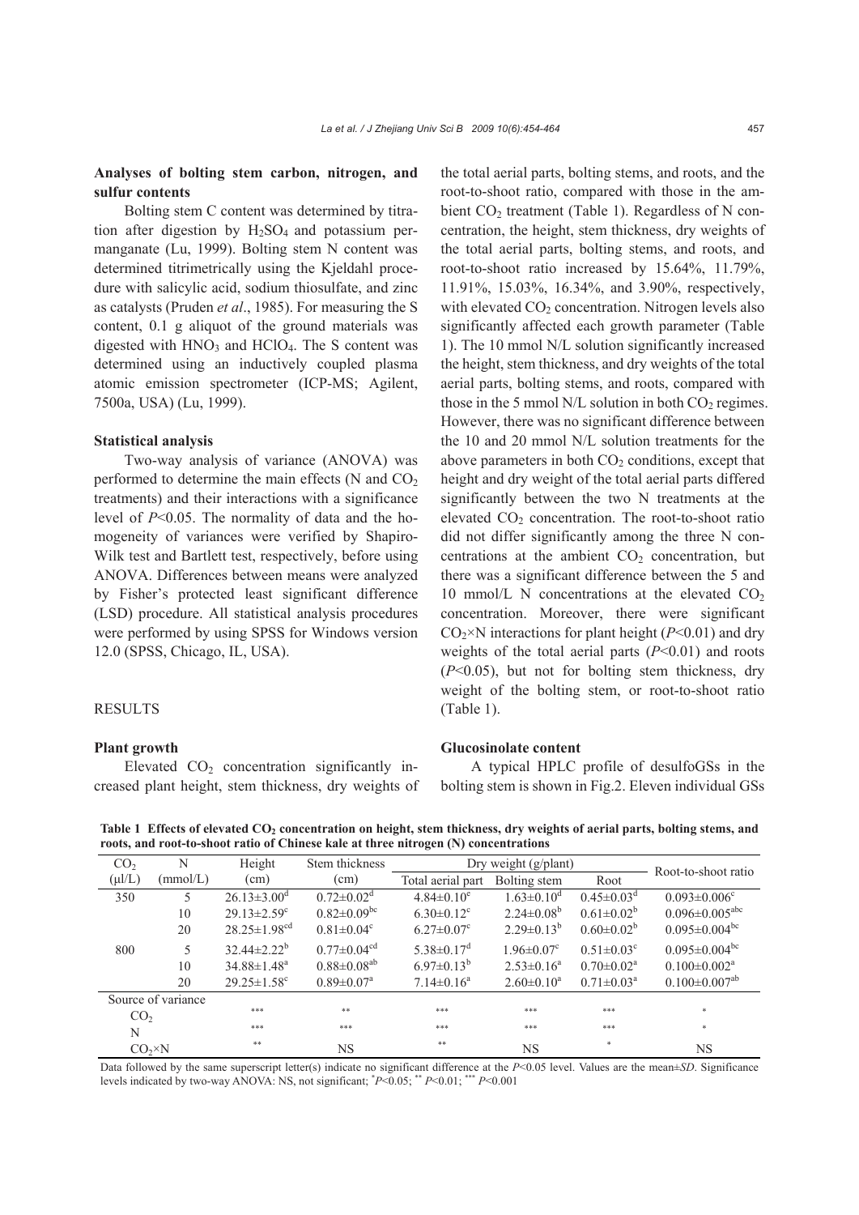### Analyses of bolting stem carbon, nitrogen, and sulfur contents

Bolting stem C content was determined by titration after digestion by $H_2SO_4$ and potassium permanganate (Lu, 1999). Bolting stem N content was determined titrimetrically using the Kjeldahl procedure with salicylic acid, sodium thiosulfate, and zinc as catalysts (Pruden *et al*., 1985). For measuring the S content, 0.1 g aliquot of the ground materials was digested with $HNO_3$ and $HClO_4$. The S content was determined using an inductively coupled plasma atomic emission spectrometer (ICP-MS; Agilent, 7500a, USA) (Lu, 1999).

### Statistical analysis

Two-way analysis of variance (ANOVA) was performed to determine the main effects (N and $CO_2$ treatments) and their interactions with a significance level of $P<0.05$. The normality of data and the homogeneity of variances were verified by Shapiro-Wilk test and Bartlett test, respectively, before using ANOVA. Differences between means were analyzed by Fisher's protected least significant difference (LSD) procedure. All statistical analysis procedures were performed by using SPSS for Windows version 12.0 (SPSS, Chicago, IL, USA).

## RESULTS

### Plant growth

Elevated $CO_2$ concentration significantly increased plant height, stem thickness, dry weights of the total aerial parts, bolting stems, and roots, and the root-to-shoot ratio, compared with those in the ambient $CO_2$ treatment (Table 1). Regardless of N concentration, the height, stem thickness, dry weights of the total aerial parts, bolting stems, and roots, and root-to-shoot ratio increased by 15.64%, 11.79%, 11.91%, 15.03%, 16.34%, and 3.90%, respectively, with elevated $CO_2$ concentration. Nitrogen levels also significantly affected each growth parameter (Table 1). The 10 mmol N/L solution significantly increased the height, stem thickness, and dry weights of the total aerial parts, bolting stems, and roots, compared with those in the 5 mmol N/L solution in both $CO_2$ regimes. However, there was no significant difference between the 10 and 20 mmol N/L solution treatments for the above parameters in both $CO_2$ conditions, except that height and dry weight of the total aerial parts differed significantly between the two N treatments at the elevated $CO_2$ concentration. The root-to-shoot ratio did not differ significantly among the three N concentrations at the ambient $CO_2$ concentration, but there was a significant difference between the 5 and 10 mmol/L N concentrations at the elevated $CO_2$ concentration. Moreover, there were significant $CO_2$×N interactions for plant height ($P<0.01$) and dry weights of the total aerial parts ($P<0.01$) and roots ($P<0.05$), but not for bolting stem thickness, dry weight of the bolting stem, or root-to-shoot ratio (Table 1).

### Glucosinolate content

A typical HPLC profile of desulfoGSs in the bolting stem is shown in Fig.2. Eleven individual GSs

**Table 1 Effects of elevated $CO_2$ concentration on height, stem thickness, dry weights of aerial parts, bolting stems, and roots, and root-to-shoot ratio of Chinese kale at three nitrogen (N) concentrations**

| $CO_2$ (μl/L) | N (mmol/L) | Height (cm) | Stem thickness (cm) | Dry weight (g/plant) | | | Root-to-shoot ratio |
|---|---|---|---|---|---|---|---|
| | | | | Total aerial part | Bolting stem | Root | |
| 350 | 5 | $26.13\pm3.00^{d}$ | $0.72\pm0.02^{d}$ | $4.84\pm0.10^{e}$ | $1.63\pm0.10^{d}$ | $0.45\pm0.03^{d}$ | $0.093\pm0.006^{c}$ |
| | 10 | $29.13\pm2.59^{c}$ | $0.82\pm0.09^{bc}$ | $6.30\pm0.12^{c}$ | $2.24\pm0.08^{b}$ | $0.61\pm0.02^{b}$ | $0.096\pm0.005^{abc}$ |
| | 20 | $28.25\pm1.98^{cd}$ | $0.81\pm0.04^{c}$ | $6.27\pm0.07^{c}$ | $2.29\pm0.13^{b}$ | $0.60\pm0.02^{b}$ | $0.095\pm0.004^{bc}$ |
| 800 | 5 | $32.44\pm2.22^{b}$ | $0.77\pm0.04^{cd}$ | $5.38\pm0.17^{d}$ | $1.96\pm0.07^{c}$ | $0.51\pm0.03^{c}$ | $0.095\pm0.004^{bc}$ |
| | 10 | $34.88\pm1.48^{a}$ | $0.88\pm0.08^{ab}$ | $6.97\pm0.13^{b}$ | $2.53\pm0.16^{a}$ | $0.70\pm0.02^{a}$ | $0.100\pm0.002^{a}$ |
| | 20 | $29.25\pm1.58^{c}$ | $0.89\pm0.07^{a}$ | $7.14\pm0.16^{a}$ | $2.60\pm0.10^{a}$ | $0.71\pm0.03^{a}$ | $0.100\pm0.007^{ab}$ |
| Source of variance | | | | | | | |
| $CO_2$ | | *** | ** | *** | *** | *** | * |
| N | | *** | *** | *** | *** | *** | * |
| $CO_2$×N | | ** | NS | ** | NS | * | NS |

Data followed by the same superscript letter(s) indicate no significant difference at the $P<0.05$ level. Values are the mean±*SD*. Significance levels indicated by two-way ANOVA: NS, not significant; * $P<0.05$; ** $P<0.01$; *** $P<0.001$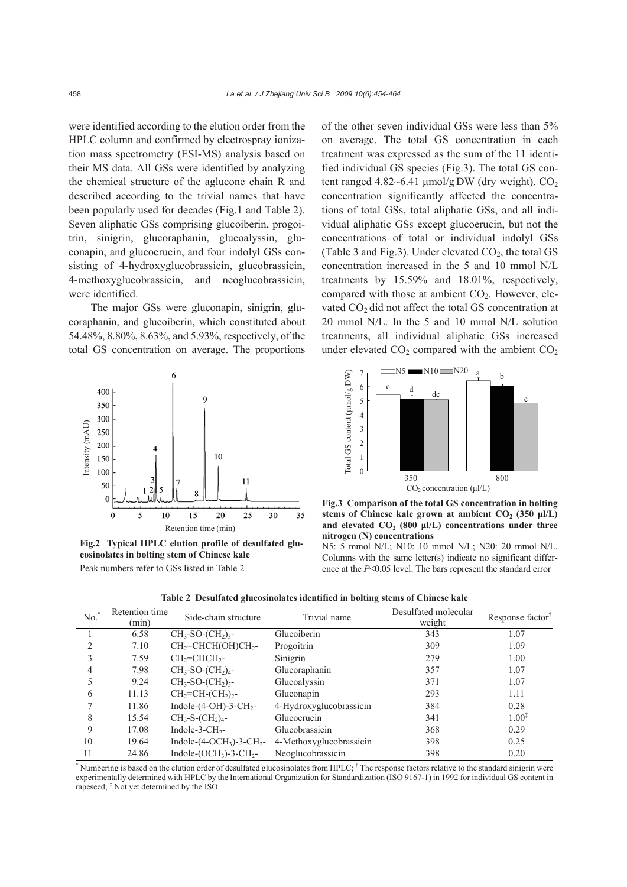were identified according to the elution order from the HPLC column and confirmed by electrospray ionization mass spectrometry (ESI-MS) analysis based on their MS data. All GSs were identified by analyzing the chemical structure of the aglucone chain R and described according to the trivial names that have been popularly used for decades (Fig.1 and Table 2). Seven aliphatic GSs comprising glucoiberin, progoitrin, sinigrin, glucoraphanin, glucoalyssin, gluconapin, and glucoerucin, and four indolyl GSs consisting of 4-hydroxyglucobrassicin, glucobrassicin, 4-methoxyglucobrassicin, and neoglucobrassicin, were identified.

The major GSs were gluconapin, sinigrin, glucoraphanin, and glucoiberin, which constituted about 54.48%, 8.80%, 8.63%, and 5.93%, respectively, of the total GS concentration on average. The proportions of the other seven individual GSs were less than 5% on average. The total GS concentration in each treatment was expressed as the sum of the 11 identified individual GS species (Fig.3). The total GS content ranged 4.82~6.41 μmol/g DW (dry weight). $CO_2$ concentration significantly affected the concentrations of total GSs, total aliphatic GSs, and all individual aliphatic GSs except glucoerucin, but not the concentrations of total or individual indolyl GSs (Table 3 and Fig.3). Under elevated $CO_2$, the total GS concentration increased in the 5 and 10 mmol N/L treatments by 15.59% and 18.01%, respectively, compared with those at ambient $CO_2$. However, elevated $CO_2$ did not affect the total GS concentration at 20 mmol N/L. In the 5 and 10 mmol N/L solution treatments, all individual aliphatic GSs increased under elevated $CO_2$ compared with the ambient $CO_2$

**Fig.2 Typical HPLC elution profile of desulfated glucosinolates in bolting stem of Chinese kale**

Peak numbers refer to GSs listed in Table 2

**Fig.3 Comparison of the total GS concentration in bolting stems of Chinese kale grown at ambient $CO_2$ (350 μl/L) and elevated $CO_2$ (800 μl/L) concentrations under three nitrogen (N) concentrations**

N5: 5 mmol N/L; N10: 10 mmol N/L; N20: 20 mmol N/L. Columns with the same letter(s) indicate no significant difference at the $P<0.05$ level. The bars represent the standard error

**Table 2 Desulfated glucosinolates identified in bolting stems of Chinese kale**

| No.* | Retention time (min) | Side-chain structure | Trivial name | Desulfated molecular weight | Response factor† |
|---|---|---|---|---|---|
| 1 | 6.58 | $CH_3$-SO-$(CH_2)_3$- | Glucoiberin | 343 | 1.07 |
| 2 | 7.10 | $CH_2$=CHCH(OH)$CH_2$- | Progoitrin | 309 | 1.09 |
| 3 | 7.59 | $CH_2$=$CHCH_2$- | Sinigrin | 279 | 1.00 |
| 4 | 7.98 | $CH_3$-SO-$(CH_2)_4$- | Glucoraphanin | 357 | 1.07 |
| 5 | 9.24 | $CH_3$-SO-$(CH_2)_5$- | Glucoalyssin | 371 | 1.07 |
| 6 | 11.13 | $CH_2$=CH-$(CH_2)_2$- | Gluconapin | 293 | 1.11 |
| 7 | 11.86 | Indole-(4-OH)-3-$CH_2$- | 4-Hydroxyglucobrassicin | 384 | 0.28 |
| 8 | 15.54 | $CH_3$-S-$(CH_2)_4$- | Glucoerucin | 341 | 1.00‡ |
| 9 | 17.08 | Indole-3-$CH_2$- | Glucobrassicin | 368 | 0.29 |
| 10 | 19.64 | Indole-(4-$OCH_3$)-3-$CH_2$- | 4-Methoxyglucobrassicin | 398 | 0.25 |
| 11 | 24.86 | Indole-($OCH_3$)-3-$CH_2$- | Neoglucobrassicin | 398 | 0.20 |

* Numbering is based on the elution order of desulfated glucosinolates from HPLC; † The response factors relative to the standard sinigrin were experimentally determined with HPLC by the International Organization for Standardization (ISO 9167-1) in 1992 for individual GS content in rapeseed; ‡ Not yet determined by the ISO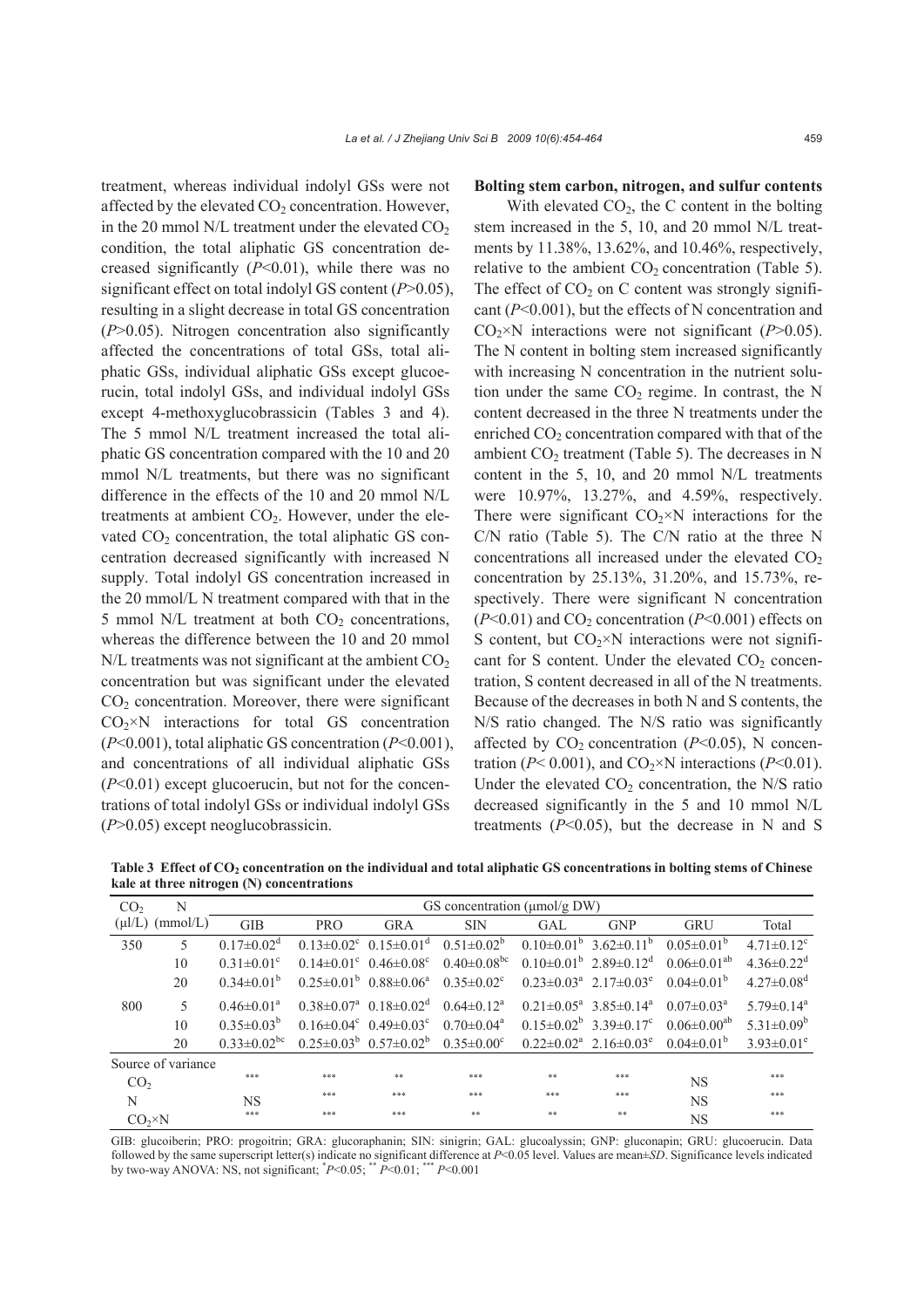treatment, whereas individual indolyl GSs were not affected by the elevated $CO_2$ concentration. However, in the 20 mmol N/L treatment under the elevated $CO_2$ condition, the total aliphatic GS concentration decreased significantly ($P$<0.01), while there was no significant effect on total indolyl GS content ($P$>0.05), resulting in a slight decrease in total GS concentration ($P$>0.05). Nitrogen concentration also significantly affected the concentrations of total GSs, total aliphatic GSs, individual aliphatic GSs except glucoerucin, total indolyl GSs, and individual indolyl GSs except 4-methoxyglucobrassicin (Tables 3 and 4). The 5 mmol N/L treatment increased the total aliphatic GS concentration compared with the 10 and 20 mmol N/L treatments, but there was no significant difference in the effects of the 10 and 20 mmol N/L treatments at ambient $CO_2$. However, under the elevated $CO_2$ concentration, the total aliphatic GS concentration decreased significantly with increased N supply. Total indolyl GS concentration increased in the 20 mmol/L N treatment compared with that in the 5 mmol N/L treatment at both $CO_2$ concentrations, whereas the difference between the 10 and 20 mmol N/L treatments was not significant at the ambient $CO_2$ concentration but was significant under the elevated $CO_2$ concentration. Moreover, there were significant $CO_2$×N interactions for total GS concentration ($P$<0.001), total aliphatic GS concentration ($P$<0.001), and concentrations of all individual aliphatic GSs ($P$<0.01) except glucoerucin, but not for the concentrations of total indolyl GSs or individual indolyl GSs ($P$>0.05) except neoglucobrassicin.

**Bolting stem carbon, nitrogen, and sulfur contents**

With elevated $CO_2$, the C content in the bolting stem increased in the 5, 10, and 20 mmol N/L treatments by 11.38%, 13.62%, and 10.46%, respectively, relative to the ambient $CO_2$ concentration (Table 5). The effect of $CO_2$ on C content was strongly significant ($P$<0.001), but the effects of N concentration and $CO_2$×N interactions were not significant ($P$>0.05). The N content in bolting stem increased significantly with increasing N concentration in the nutrient solution under the same $CO_2$ regime. In contrast, the N content decreased in the three N treatments under the enriched $CO_2$ concentration compared with that of the ambient $CO_2$ treatment (Table 5). The decreases in N content in the 5, 10, and 20 mmol N/L treatments were 10.97%, 13.27%, and 4.59%, respectively. There were significant $CO_2$×N interactions for the C/N ratio (Table 5). The C/N ratio at the three N concentrations all increased under the elevated $CO_2$ concentration by 25.13%, 31.20%, and 15.73%, respectively. There were significant N concentration ($P$<0.01) and $CO_2$ concentration ($P$<0.001) effects on S content, but $CO_2$×N interactions were not significant for S content. Under the elevated $CO_2$ concentration, S content decreased in all of the N treatments. Because of the decreases in both N and S contents, the N/S ratio changed. The N/S ratio was significantly affected by $CO_2$ concentration ($P$<0.05), N concentration ($P$< 0.001), and $CO_2$×N interactions ($P$<0.01). Under the elevated $CO_2$ concentration, the N/S ratio decreased significantly in the 5 and 10 mmol N/L treatments ($P$<0.05), but the decrease in N and S

**Table 3 Effect of $CO_2$ concentration on the individual and total aliphatic GS concentrations in bolting stems of Chinese kale at three nitrogen (N) concentrations**

| $CO_2$ (μl/L) | N (mmol/L) | GIB | PRO | GRA | SIN | GAL | GNP | GRU | Total |
|---|---|---|---|---|---|---|---|---|---|
| | | GS concentration (μmol/g DW) | | | | | | | |
| 350 | 5 | 0.17±0.02[d] | 0.13±0.02[c] | 0.15±0.01[d] | 0.51±0.02[b] | 0.10±0.01[b] | 3.62±0.11[b] | 0.05±0.01[b] | 4.71±0.12[c] |
| | 10 | 0.31±0.01[c] | 0.14±0.01[c] | 0.46±0.08[c] | 0.40±0.08[bc] | 0.10±0.01[b] | 2.89±0.12[d] | 0.06±0.01[ab] | 4.36±0.22[d] |
| | 20 | 0.34±0.01[b] | 0.25±0.01[b] | 0.88±0.06[a] | 0.35±0.02[c] | 0.23±0.03[a] | 2.17±0.03[e] | 0.04±0.01[b] | 4.27±0.08[d] |
| 800 | 5 | 0.46±0.01[a] | 0.38±0.07[a] | 0.18±0.02[d] | 0.64±0.12[a] | 0.21±0.05[a] | 3.85±0.14[a] | 0.07±0.03[a] | 5.79±0.14[a] |
| | 10 | 0.35±0.03[b] | 0.16±0.04[c] | 0.49±0.03[c] | 0.70±0.04[a] | 0.15±0.02[b] | 3.39±0.17[c] | 0.06±0.00[ab] | 5.31±0.09[b] |
| | 20 | 0.33±0.02[bc] | 0.25±0.03[b] | 0.57±0.02[b] | 0.35±0.00[c] | 0.22±0.02[a] | 2.16±0.03[e] | 0.04±0.01[b] | 3.93±0.01[e] |
| Source of variance | | | | | | | | | |
| $CO_2$ | | *** | *** | ** | *** | ** | *** | NS | *** |
| N | | NS | *** | *** | *** | *** | *** | NS | *** |
| $CO_2$×N | | *** | *** | *** | ** | ** | ** | NS | *** |

GIB: glucoiberin; PRO: progoitrin; GRA: glucoraphanin; SIN: sinigrin; GAL: glucoalyssin; GNP: gluconapin; GRU: glucoerucin. Data followed by the same superscript letter(s) indicate no significant difference at $P$<0.05 level. Values are mean±$SD$. Significance levels indicated by two-way ANOVA: NS, not significant; * $P$<0.05; ** $P$<0.01; *** $P$<0.001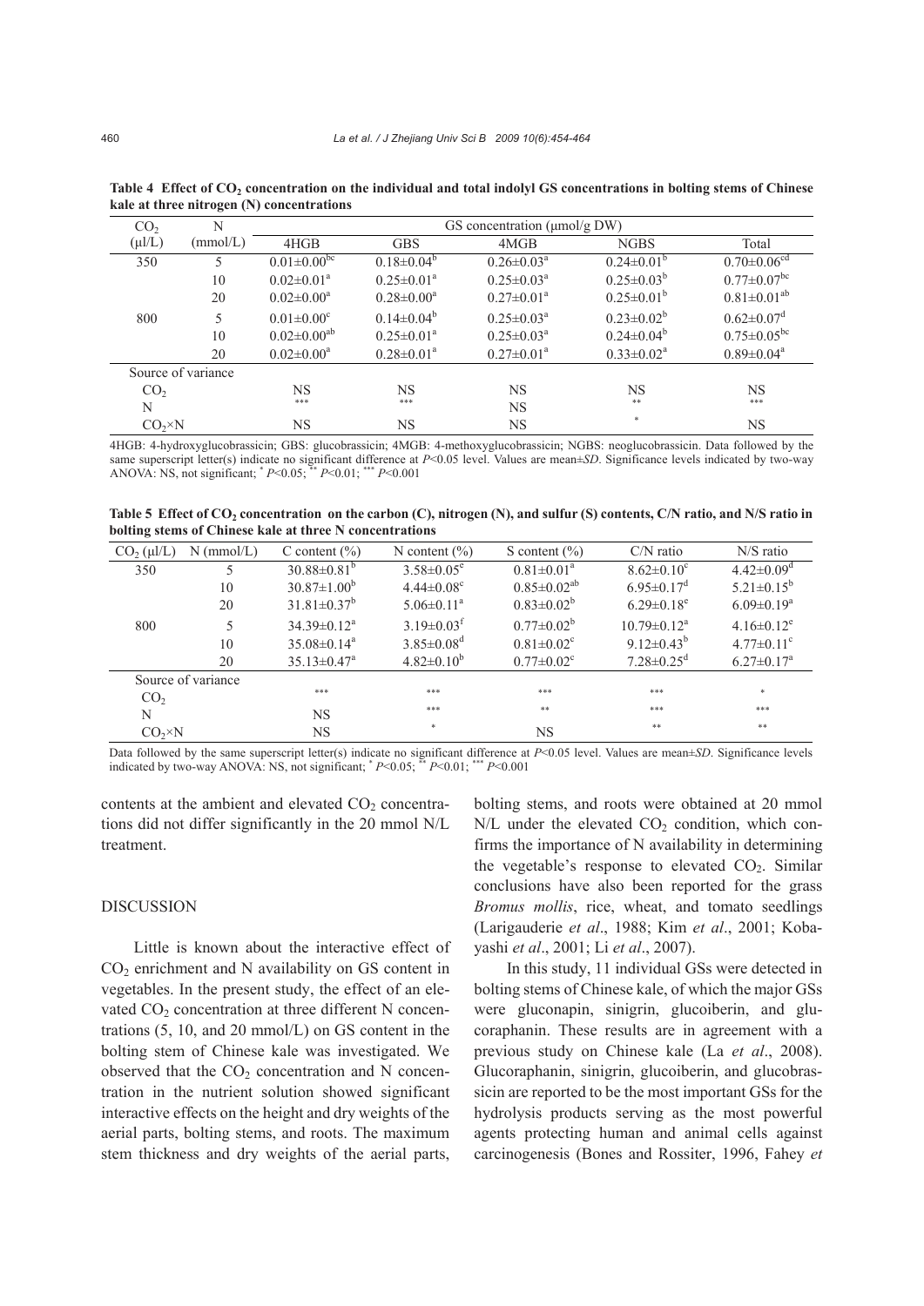**Table 4 Effect of $CO_2$ concentration on the individual and total indolyl GS concentrations in bolting stems of Chinese kale at three nitrogen (N) concentrations**

| $CO_2$ (μl/L) | N (mmol/L) | GS concentration (μmol/g DW) | | | | |
|---|---|---|---|---|---|---|
| | | 4HGB | GBS | 4MGB | NGBS | Total |
| 350 | 5 | $0.01\pm0.00^{bc}$ | $0.18\pm0.04^{b}$ | $0.26\pm0.03^{a}$ | $0.24\pm0.01^{b}$ | $0.70\pm0.06^{cd}$ |
| | 10 | $0.02\pm0.01^{a}$ | $0.25\pm0.01^{a}$ | $0.25\pm0.03^{a}$ | $0.25\pm0.03^{b}$ | $0.77\pm0.07^{bc}$ |
| | 20 | $0.02\pm0.00^{a}$ | $0.28\pm0.00^{a}$ | $0.27\pm0.01^{a}$ | $0.25\pm0.01^{b}$ | $0.81\pm0.01^{ab}$ |
| 800 | 5 | $0.01\pm0.00^{c}$ | $0.14\pm0.04^{b}$ | $0.25\pm0.03^{a}$ | $0.23\pm0.02^{b}$ | $0.62\pm0.07^{d}$ |
| | 10 | $0.02\pm0.00^{ab}$ | $0.25\pm0.01^{a}$ | $0.25\pm0.03^{a}$ | $0.24\pm0.04^{b}$ | $0.75\pm0.05^{bc}$ |
| | 20 | $0.02\pm0.00^{a}$ | $0.28\pm0.01^{a}$ | $0.27\pm0.01^{a}$ | $0.33\pm0.02^{a}$ | $0.89\pm0.04^{a}$ |
| Source of variance | | | | | | |
| $CO_2$ | | NS | NS | NS | NS | NS |
| N | | *** | *** | NS | ** | *** |
| $CO_2$×N | | NS | NS | NS | * | NS |

4HGB: 4-hydroxyglucobrassicin; GBS: glucobrassicin; 4MGB: 4-methoxyglucobrassicin; NGBS: neoglucobrassicin. Data followed by the same superscript letter(s) indicate no significant difference at $P<0.05$ level. Values are mean±*SD*. Significance levels indicated by two-way ANOVA: NS, not significant; * $P<0.05$; ** $P<0.01$; *** $P<0.001$

**Table 5 Effect of $CO_2$ concentration on the carbon (C), nitrogen (N), and sulfur (S) contents, C/N ratio, and N/S ratio in bolting stems of Chinese kale at three N concentrations**

| $CO_2$ (μl/L) | N (mmol/L) | C content (%) | N content (%) | S content (%) | C/N ratio | N/S ratio |
|---|---|---|---|---|---|---|
| 350 | 5 | $30.88\pm0.81^{b}$ | $3.58\pm0.05^{e}$ | $0.81\pm0.01^{a}$ | $8.62\pm0.10^{c}$ | $4.42\pm0.09^{d}$ |
| | 10 | $30.87\pm1.00^{b}$ | $4.44\pm0.08^{c}$ | $0.85\pm0.02^{ab}$ | $6.95\pm0.17^{d}$ | $5.21\pm0.15^{b}$ |
| | 20 | $31.81\pm0.37^{b}$ | $5.06\pm0.11^{a}$ | $0.83\pm0.02^{b}$ | $6.29\pm0.18^{e}$ | $6.09\pm0.19^{a}$ |
| 800 | 5 | $34.39\pm0.12^{a}$ | $3.19\pm0.03^{f}$ | $0.77\pm0.02^{b}$ | $10.79\pm0.12^{a}$ | $4.16\pm0.12^{e}$ |
| | 10 | $35.08\pm0.14^{a}$ | $3.85\pm0.08^{d}$ | $0.81\pm0.02^{c}$ | $9.12\pm0.43^{b}$ | $4.77\pm0.11^{c}$ |
| | 20 | $35.13\pm0.47^{a}$ | $4.82\pm0.10^{b}$ | $0.77\pm0.02^{c}$ | $7.28\pm0.25^{d}$ | $6.27\pm0.17^{a}$ |
| Source of variance | | | | | | |
| $CO_2$ | | *** | *** | *** | *** | * |
| N | | NS | *** | ** | *** | *** |
| $CO_2$×N | | NS | * | NS | ** | ** |

Data followed by the same superscript letter(s) indicate no significant difference at $P<0.05$ level. Values are mean±*SD*. Significance levels indicated by two-way ANOVA: NS, not significant; * $P<0.05$; ** $P<0.01$; *** $P<0.001$

contents at the ambient and elevated $CO_2$ concentrations did not differ significantly in the 20 mmol N/L treatment.

## DISCUSSION

Little is known about the interactive effect of $CO_2$ enrichment and N availability on GS content in vegetables. In the present study, the effect of an elevated $CO_2$ concentration at three different N concentrations (5, 10, and 20 mmol/L) on GS content in the bolting stem of Chinese kale was investigated. We observed that the $CO_2$ concentration and N concentration in the nutrient solution showed significant interactive effects on the height and dry weights of the aerial parts, bolting stems, and roots. The maximum stem thickness and dry weights of the aerial parts, bolting stems, and roots were obtained at 20 mmol N/L under the elevated $CO_2$ condition, which confirms the importance of N availability in determining the vegetable's response to elevated $CO_2$. Similar conclusions have also been reported for the grass *Bromus mollis*, rice, wheat, and tomato seedlings (Larigauderie *et al*., 1988; Kim *et al*., 2001; Kobayashi *et al*., 2001; Li *et al*., 2007).

In this study, 11 individual GSs were detected in bolting stems of Chinese kale, of which the major GSs were gluconapin, sinigrin, glucoiberin, and glucoraphanin. These results are in agreement with a previous study on Chinese kale (La *et al*., 2008). Glucoraphanin, sinigrin, glucoiberin, and glucobrassicin are reported to be the most important GSs for the hydrolysis products serving as the most powerful agents protecting human and animal cells against carcinogenesis (Bones and Rossiter, 1996, Fahey *et*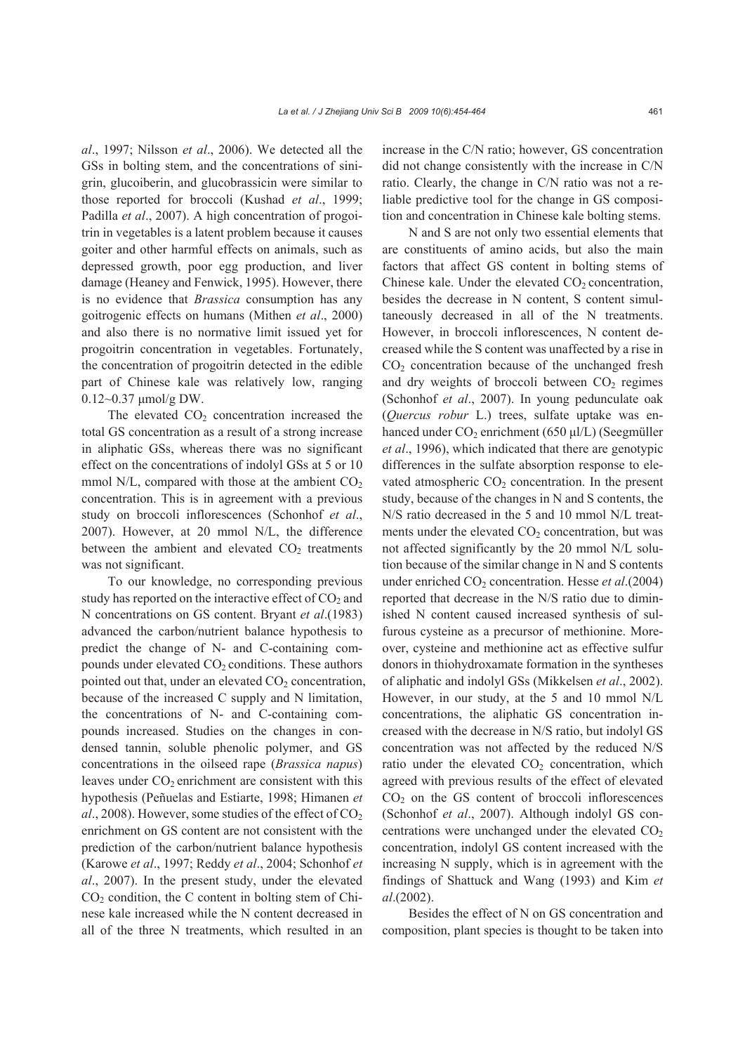*al*., 1997; Nilsson *et al*., 2006). We detected all the GSs in bolting stem, and the concentrations of sinigrin, glucoiberin, and glucobrassicin were similar to those reported for broccoli (Kushad *et al*., 1999; Padilla *et al*., 2007). A high concentration of progoitrin in vegetables is a latent problem because it causes goiter and other harmful effects on animals, such as depressed growth, poor egg production, and liver damage (Heaney and Fenwick, 1995). However, there is no evidence that *Brassica* consumption has any goitrogenic effects on humans (Mithen *et al*., 2000) and also there is no normative limit issued yet for progoitrin concentration in vegetables. Fortunately, the concentration of progoitrin detected in the edible part of Chinese kale was relatively low, ranging 0.12~0.37 μmol/g DW.

The elevated $CO_2$ concentration increased the total GS concentration as a result of a strong increase in aliphatic GSs, whereas there was no significant effect on the concentrations of indolyl GSs at 5 or 10 mmol N/L, compared with those at the ambient $CO_2$ concentration. This is in agreement with a previous study on broccoli inflorescences (Schonhof *et al*., 2007). However, at 20 mmol N/L, the difference between the ambient and elevated $CO_2$ treatments was not significant.

To our knowledge, no corresponding previous study has reported on the interactive effect of $CO_2$ and N concentrations on GS content. Bryant *et al*.(1983) advanced the carbon/nutrient balance hypothesis to predict the change of N- and C-containing compounds under elevated $CO_2$ conditions. These authors pointed out that, under an elevated $CO_2$ concentration, because of the increased C supply and N limitation, the concentrations of N- and C-containing compounds increased. Studies on the changes in condensed tannin, soluble phenolic polymer, and GS concentrations in the oilseed rape (*Brassica napus*) leaves under $CO_2$ enrichment are consistent with this hypothesis (Peñuelas and Estiarte, 1998; Himanen *et al*., 2008). However, some studies of the effect of $CO_2$ enrichment on GS content are not consistent with the prediction of the carbon/nutrient balance hypothesis (Karowe *et al*., 1997; Reddy *et al*., 2004; Schonhof *et al*., 2007). In the present study, under the elevated $CO_2$ condition, the C content in bolting stem of Chinese kale increased while the N content decreased in all of the three N treatments, which resulted in an increase in the C/N ratio; however, GS concentration did not change consistently with the increase in C/N ratio. Clearly, the change in C/N ratio was not a reliable predictive tool for the change in GS composition and concentration in Chinese kale bolting stems.

N and S are not only two essential elements that are constituents of amino acids, but also the main factors that affect GS content in bolting stems of Chinese kale. Under the elevated $CO_2$ concentration, besides the decrease in N content, S content simultaneously decreased in all of the N treatments. However, in broccoli inflorescences, N content decreased while the S content was unaffected by a rise in $CO_2$ concentration because of the unchanged fresh and dry weights of broccoli between $CO_2$ regimes (Schonhof *et al*., 2007). In young pedunculate oak (*Quercus robur* L.) trees, sulfate uptake was enhanced under $CO_2$ enrichment (650 μl/L) (Seegmüller *et al*., 1996), which indicated that there are genotypic differences in the sulfate absorption response to elevated atmospheric $CO_2$ concentration. In the present study, because of the changes in N and S contents, the N/S ratio decreased in the 5 and 10 mmol N/L treatments under the elevated $CO_2$ concentration, but was not affected significantly by the 20 mmol N/L solution because of the similar change in N and S contents under enriched $CO_2$ concentration. Hesse *et al*.(2004) reported that decrease in the N/S ratio due to diminished N content caused increased synthesis of sulfurous cysteine as a precursor of methionine. Moreover, cysteine and methionine act as effective sulfur donors in thiohydroxamate formation in the syntheses of aliphatic and indolyl GSs (Mikkelsen *et al*., 2002). However, in our study, at the 5 and 10 mmol N/L concentrations, the aliphatic GS concentration increased with the decrease in N/S ratio, but indolyl GS concentration was not affected by the reduced N/S ratio under the elevated $CO_2$ concentration, which agreed with previous results of the effect of elevated $CO_2$ on the GS content of broccoli inflorescences (Schonhof *et al*., 2007). Although indolyl GS concentrations were unchanged under the elevated $CO_2$ concentration, indolyl GS content increased with the increasing N supply, which is in agreement with the findings of Shattuck and Wang (1993) and Kim *et al*.(2002).

Besides the effect of N on GS concentration and composition, plant species is thought to be taken into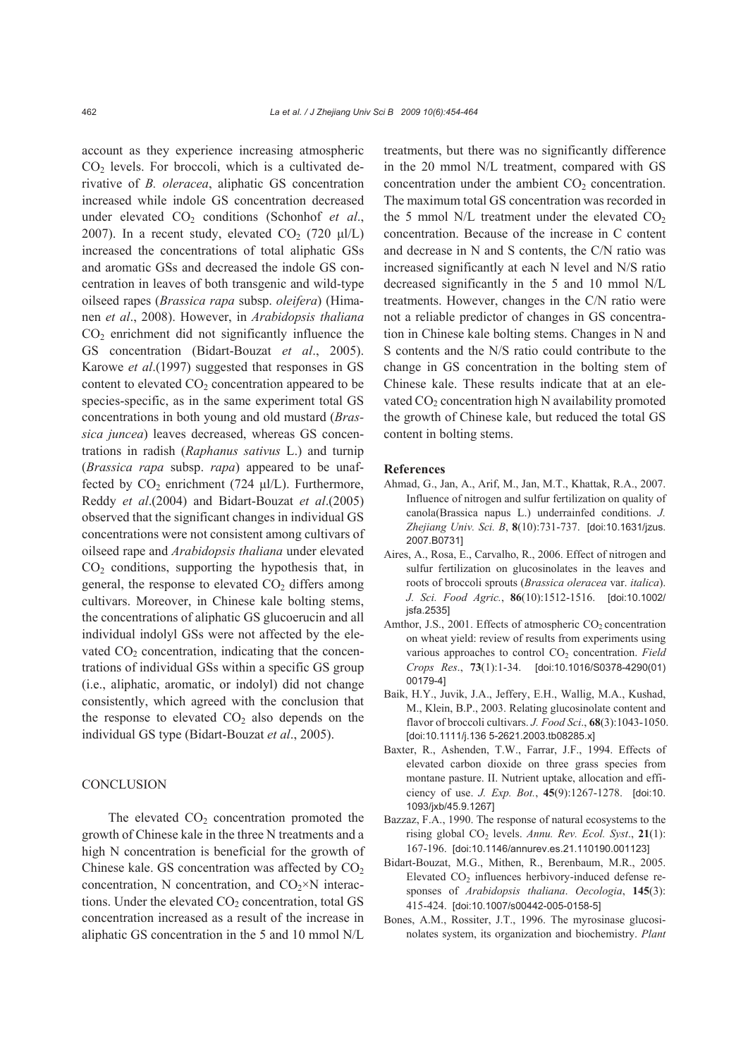account as they experience increasing atmospheric $CO_2$ levels. For broccoli, which is a cultivated derivative of *B. oleracea*, aliphatic GS concentration increased while indole GS concentration decreased under elevated $CO_2$ conditions (Schonhof *et al*., 2007). In a recent study, elevated $CO_2$ (720 μl/L) increased the concentrations of total aliphatic GSs and aromatic GSs and decreased the indole GS concentration in leaves of both transgenic and wild-type oilseed rapes (*Brassica rapa* subsp. *oleifera*) (Himanen *et al*., 2008). However, in *Arabidopsis thaliana* $CO_2$ enrichment did not significantly influence the GS concentration (Bidart-Bouzat *et al*., 2005). Karowe *et al*.(1997) suggested that responses in GS content to elevated $CO_2$ concentration appeared to be species-specific, as in the same experiment total GS concentrations in both young and old mustard (*Brassica juncea*) leaves decreased, whereas GS concentrations in radish (*Raphanus sativus* L.) and turnip (*Brassica rapa* subsp. *rapa*) appeared to be unaffected by $CO_2$ enrichment (724 μl/L). Furthermore, Reddy *et al*.(2004) and Bidart-Bouzat *et al*.(2005) observed that the significant changes in individual GS concentrations were not consistent among cultivars of oilseed rape and *Arabidopsis thaliana* under elevated $CO_2$ conditions, supporting the hypothesis that, in general, the response to elevated $CO_2$ differs among cultivars. Moreover, in Chinese kale bolting stems, the concentrations of aliphatic GS glucoerucin and all individual indolyl GSs were not affected by the elevated $CO_2$ concentration, indicating that the concentrations of individual GSs within a specific GS group (i.e., aliphatic, aromatic, or indolyl) did not change consistently, which agreed with the conclusion that the response to elevated $CO_2$ also depends on the individual GS type (Bidart-Bouzat *et al*., 2005).

## CONCLUSION

The elevated $CO_2$ concentration promoted the growth of Chinese kale in the three N treatments and a high N concentration is beneficial for the growth of Chinese kale. GS concentration was affected by $CO_2$ concentration, N concentration, and $CO_2$×N interactions. Under the elevated $CO_2$ concentration, total GS concentration increased as a result of the increase in aliphatic GS concentration in the 5 and 10 mmol N/L treatments, but there was no significantly difference in the 20 mmol N/L treatment, compared with GS concentration under the ambient $CO_2$ concentration. The maximum total GS concentration was recorded in the 5 mmol N/L treatment under the elevated $CO_2$ concentration. Because of the increase in C content and decrease in N and S contents, the C/N ratio was increased significantly at each N level and N/S ratio decreased significantly in the 5 and 10 mmol N/L treatments. However, changes in the C/N ratio were not a reliable predictor of changes in GS concentration in Chinese kale bolting stems. Changes in N and S contents and the N/S ratio could contribute to the change in GS concentration in the bolting stem of Chinese kale. These results indicate that at an elevated $CO_2$ concentration high N availability promoted the growth of Chinese kale, but reduced the total GS content in bolting stems.

## References

Ahmad, G., Jan, A., Arif, M., Jan, M.T., Khattak, R.A., 2007. Influence of nitrogen and sulfur fertilization on quality of canola(Brassica napus L.) underrainfed conditions. *J. Zhejiang Univ. Sci. B*, **8**(10):731-737. [doi:10.1631/jzus.2007.B0731]

Aires, A., Rosa, E., Carvalho, R., 2006. Effect of nitrogen and sulfur fertilization on glucosinolates in the leaves and roots of broccoli sprouts (*Brassica oleracea* var. *italica*). *J. Sci. Food Agric.*, **86**(10):1512-1516. [doi:10.1002/jsfa.2535]

Amthor, J.S., 2001. Effects of atmospheric $CO_2$ concentration on wheat yield: review of results from experiments using various approaches to control $CO_2$ concentration. *Field Crops Res*., **73**(1):1-34. [doi:10.1016/S0378-4290(01)00179-4]

Baik, H.Y., Juvik, J.A., Jeffery, E.H., Wallig, M.A., Kushad, M., Klein, B.P., 2003. Relating glucosinolate content and flavor of broccoli cultivars. *J. Food Sci*., **68**(3):1043-1050. [doi:10.1111/j.136 5-2621.2003.tb08285.x]

Baxter, R., Ashenden, T.W., Farrar, J.F., 1994. Effects of elevated carbon dioxide on three grass species from montane pasture. II. Nutrient uptake, allocation and efficiency of use. *J. Exp. Bot.*, **45**(9):1267-1278. [doi:10.1093/jxb/45.9.1267]

Bazzaz, F.A., 1990. The response of natural ecosystems to the rising global $CO_2$ levels. *Annu. Rev. Ecol. Syst*., **21**(1):167-196. [doi:10.1146/annurev.es.21.110190.001123]

Bidart-Bouzat, M.G., Mithen, R., Berenbaum, M.R., 2005. Elevated $CO_2$ influences herbivory-induced defense responses of *Arabidopsis thaliana*. *Oecologia*, **145**(3):415-424. [doi:10.1007/s00442-005-0158-5]

Bones, A.M., Rossiter, J.T., 1996. The myrosinase glucosinolates system, its organization and biochemistry. *Plant*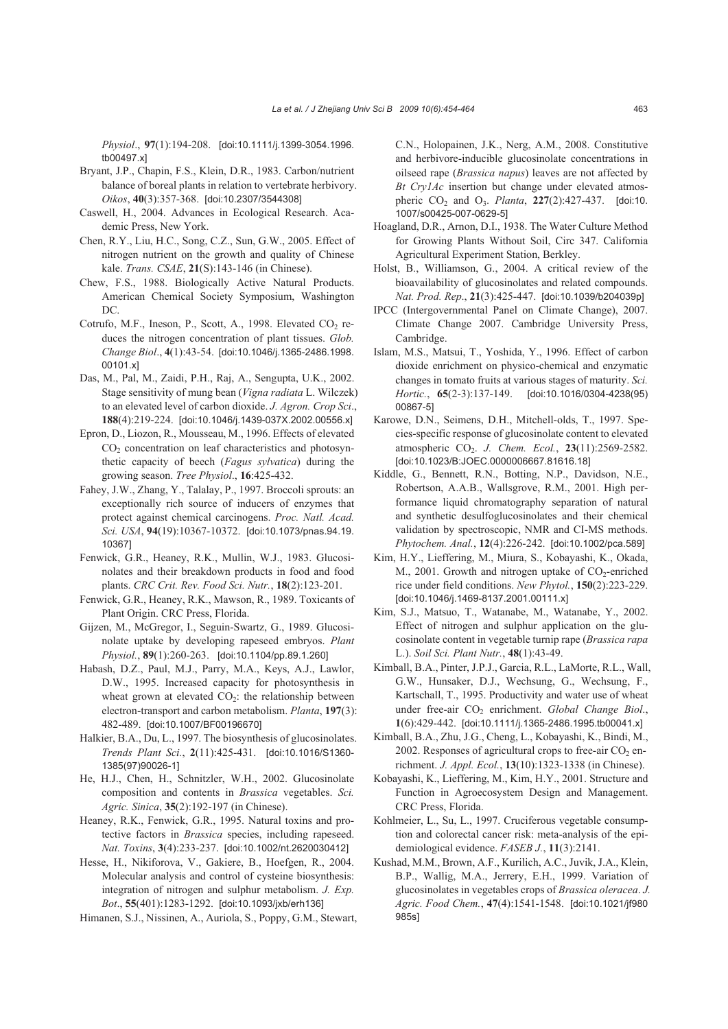*Physiol*., **97**(1):194-208. [doi:10.1111/j.1399-3054.1996.tb00497.x]

Bryant, J.P., Chapin, F.S., Klein, D.R., 1983. Carbon/nutrient balance of boreal plants in relation to vertebrate herbivory. *Oikos*, **40**(3):357-368. [doi:10.2307/3544308]

Caswell, H., 2004. Advances in Ecological Research. Academic Press, New York.

Chen, R.Y., Liu, H.C., Song, C.Z., Sun, G.W., 2005. Effect of nitrogen nutrient on the growth and quality of Chinese kale. *Trans. CSAE*, **21**(S):143-146 (in Chinese).

Chew, F.S., 1988. Biologically Active Natural Products. American Chemical Society Symposium, Washington DC.

Cotrufo, M.F., Ineson, P., Scott, A., 1998. Elevated $CO_2$ reduces the nitrogen concentration of plant tissues. *Glob. Change Biol*., **4**(1):43-54. [doi:10.1046/j.1365-2486.1998.00101.x]

Das, M., Pal, M., Zaidi, P.H., Raj, A., Sengupta, U.K., 2002. Stage sensitivity of mung bean (*Vigna radiata* L. Wilczek) to an elevated level of carbon dioxide. *J. Agron. Crop Sci*., **188**(4):219-224. [doi:10.1046/j.1439-037X.2002.00556.x]

Epron, D., Liozon, R., Mousseau, M., 1996. Effects of elevated $CO_2$ concentration on leaf characteristics and photosynthetic capacity of beech (*Fagus sylvatica*) during the growing season. *Tree Physiol*., **16**:425-432.

Fahey, J.W., Zhang, Y., Talalay, P., 1997. Broccoli sprouts: an exceptionally rich source of inducers of enzymes that protect against chemical carcinogens. *Proc. Natl. Acad. Sci. USA*, **94**(19):10367-10372. [doi:10.1073/pnas.94.19.10367]

Fenwick, G.R., Heaney, R.K., Mullin, W.J., 1983. Glucosinolates and their breakdown products in food and food plants. *CRC Crit. Rev. Food Sci. Nutr.*, **18**(2):123-201.

Fenwick, G.R., Heaney, R.K., Mawson, R., 1989. Toxicants of Plant Origin. CRC Press, Florida.

Gijzen, M., McGregor, I., Seguin-Swartz, G., 1989. Glucosinolate uptake by developing rapeseed embryos. *Plant Physiol.*, **89**(1):260-263. [doi:10.1104/pp.89.1.260]

Habash, D.Z., Paul, M.J., Parry, M.A., Keys, A.J., Lawlor, D.W., 1995. Increased capacity for photosynthesis in wheat grown at elevated $CO_2$: the relationship between electron-transport and carbon metabolism. *Planta*, **197**(3):482-489. [doi:10.1007/BF00196670]

Halkier, B.A., Du, L., 1997. The biosynthesis of glucosinolates. *Trends Plant Sci.*, **2**(11):425-431. [doi:10.1016/S1360-1385(97)90026-1]

He, H.J., Chen, H., Schnitzler, W.H., 2002. Glucosinolate composition and contents in *Brassica* vegetables. *Sci. Agric. Sinica*, **35**(2):192-197 (in Chinese).

Heaney, R.K., Fenwick, G.R., 1995. Natural toxins and protective factors in *Brassica* species, including rapeseed. *Nat. Toxins*, **3**(4):233-237. [doi:10.1002/nt.2620030412]

Hesse, H., Nikiforova, V., Gakiere, B., Hoefgen, R., 2004. Molecular analysis and control of cysteine biosynthesis: integration of nitrogen and sulphur metabolism. *J. Exp. Bot*., **55**(401):1283-1292. [doi:10.1093/jxb/erh136]

Himanen, S.J., Nissinen, A., Auriola, S., Poppy, G.M., Stewart, C.N., Holopainen, J.K., Nerg, A.M., 2008. Constitutive and herbivore-inducible glucosinolate concentrations in oilseed rape (*Brassica napus*) leaves are not affected by *Bt Cry1Ac* insertion but change under elevated atmospheric $CO_2$ and $O_3$. *Planta*, **227**(2):427-437. [doi:10.1007/s00425-007-0629-5]

Hoagland, D.R., Arnon, D.I., 1938. The Water Culture Method for Growing Plants Without Soil, Circ 347. California Agricultural Experiment Station, Berkley.

Holst, B., Williamson, G., 2004. A critical review of the bioavailability of glucosinolates and related compounds. *Nat. Prod. Rep*., **21**(3):425-447. [doi:10.1039/b204039p]

IPCC (Intergovernmental Panel on Climate Change), 2007. Climate Change 2007. Cambridge University Press, Cambridge.

Islam, M.S., Matsui, T., Yoshida, Y., 1996. Effect of carbon dioxide enrichment on physico-chemical and enzymatic changes in tomato fruits at various stages of maturity. *Sci. Hortic.*, **65**(2-3):137-149. [doi:10.1016/0304-4238(95)00867-5]

Karowe, D.N., Seimens, D.H., Mitchell-olds, T., 1997. Species-specific response of glucosinolate content to elevated atmospheric $CO_2$. *J. Chem. Ecol.*, **23**(11):2569-2582. [doi:10.1023/B:JOEC.0000006667.81616.18]

Kiddle, G., Bennett, R.N., Botting, N.P., Davidson, N.E., Robertson, A.A.B., Wallsgrove, R.M., 2001. High performance liquid chromatography separation of natural and synthetic desulfoglucosinolates and their chemical validation by spectroscopic, NMR and CI-MS methods. *Phytochem. Anal.*, **12**(4):226-242. [doi:10.1002/pca.589]

Kim, H.Y., Lieffering, M., Miura, S., Kobayashi, K., Okada, M., 2001. Growth and nitrogen uptake of $CO_2$-enriched rice under field conditions. *New Phytol.*, **150**(2):223-229. [doi:10.1046/j.1469-8137.2001.00111.x]

Kim, S.J., Matsuo, T., Watanabe, M., Watanabe, Y., 2002. Effect of nitrogen and sulphur application on the glucosinolate content in vegetable turnip rape (*Brassica rapa* L.). *Soil Sci. Plant Nutr.*, **48**(1):43-49.

Kimball, B.A., Pinter, J.P.J., Garcia, R.L., LaMorte, R.L., Wall, G.W., Hunsaker, D.J., Wechsung, G., Wechsung, F., Kartschall, T., 1995. Productivity and water use of wheat under free-air $CO_2$ enrichment. *Global Change Biol*., **1**(6):429-442. [doi:10.1111/j.1365-2486.1995.tb00041.x]

Kimball, B.A., Zhu, J.G., Cheng, L., Kobayashi, K., Bindi, M., 2002. Responses of agricultural crops to free-air $CO_2$ enrichment. *J. Appl. Ecol.*, **13**(10):1323-1338 (in Chinese).

Kobayashi, K., Lieffering, M., Kim, H.Y., 2001. Structure and Function in Agroecosystem Design and Management. CRC Press, Florida.

Kohlmeier, L., Su, L., 1997. Cruciferous vegetable consumption and colorectal cancer risk: meta-analysis of the epidemiological evidence. *FASEB J.*, **11**(3):2141.

Kushad, M.M., Brown, A.F., Kurilich, A.C., Juvik, J.A., Klein, B.P., Wallig, M.A., Jerrery, E.H., 1999. Variation of glucosinolates in vegetables crops of *Brassica oleracea*. *J. Agric. Food Chem.*, **47**(4):1541-1548. [doi:10.1021/jf980985s]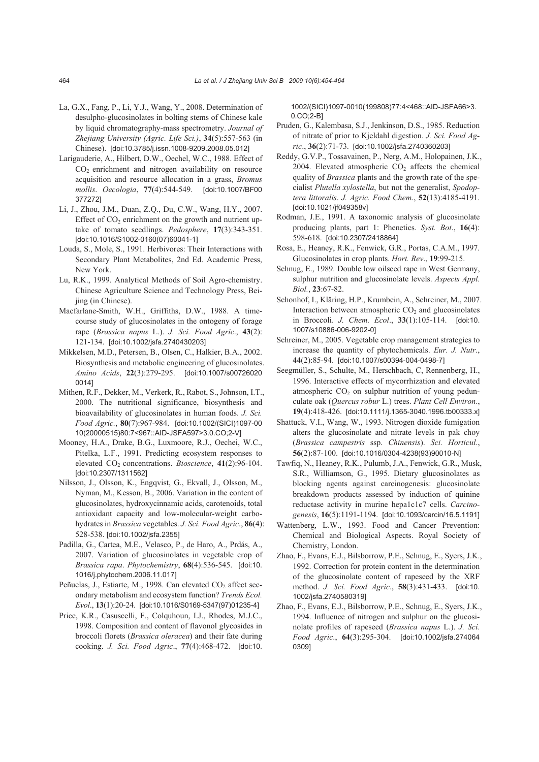La, G.X., Fang, P., Li, Y.J., Wang, Y., 2008. Determination of desulpho-glucosinolates in bolting stems of Chinese kale by liquid chromatography-mass spectrometry. *Journal of Zhejiang University (Agric. Life Sci.)*, **34**(5):557-563 (in Chinese). [doi:10.3785/j.issn.1008-9209.2008.05.012]

Larigauderie, A., Hilbert, D.W., Oechel, W.C., 1988. Effect of $CO_2$ enrichment and nitrogen availability on resource acquisition and resource allocation in a grass, *Bromus mollis*. *Oecologia*, **77**(4):544-549. [doi:10.1007/BF00377272]

Li, J., Zhou, J.M., Duan, Z.Q., Du, C.W., Wang, H.Y., 2007. Effect of $CO_2$ enrichment on the growth and nutrient uptake of tomato seedlings. *Pedosphere*, **17**(3):343-351. [doi:10.1016/S1002-0160(07)60041-1]

Louda, S., Mole, S., 1991. Herbivores: Their Interactions with Secondary Plant Metabolites, 2nd Ed. Academic Press, New York.

Lu, R.K., 1999. Analytical Methods of Soil Agro-chemistry. Chinese Agriculture Science and Technology Press, Beijing (in Chinese).

Macfarlane-Smith, W.H., Griffiths, D.W., 1988. A time-course study of glucosinolates in the ontogeny of forage rape (*Brassica napus* L.). *J. Sci. Food Agric*., **43**(2): 121-134. [doi:10.1002/jsfa.2740430203]

Mikkelsen, M.D., Petersen, B., Olsen, C., Halkier, B.A., 2002. Biosynthesis and metabolic engineering of glucosinolates. *Amino Acids*, **22**(3):279-295. [doi:10.1007/s007260200014]

Mithen, R.F., Dekker, M., Verkerk, R., Rabot, S., Johnson, I.T., 2000. The nutritional significance, biosynthesis and bioavailability of glucosinolates in human foods. *J. Sci. Food Agric.*, **80**(7):967-984. [doi:10.1002/(SICI)1097-0010(20000515)80:7<967::AID-JSFA597>3.0.CO;2-V]

Mooney, H.A., Drake, B.G., Luxmoore, R.J., Oechei, W.C., Pitelka, L.F., 1991. Predicting ecosystem responses to elevated $CO_2$ concentrations. *Bioscience*, **41**(2):96-104. [doi:10.2307/1311562]

Nilsson, J., Olsson, K., Engqvist, G., Ekvall, J., Olsson, M., Nyman, M., Kesson, B., 2006. Variation in the content of glucosinolates, hydroxycinnamic acids, carotenoids, total antioxidant capacity and low-molecular-weight carbohydrates in *Brassica* vegetables. *J. Sci. Food Agric*., **86**(4): 528-538. [doi:10.1002/jsfa.2355]

Padilla, G., Cartea, M.E., Velasco, P., de Haro, A., Prdás, A., 2007. Variation of glucosinolates in vegetable crop of *Brassica rapa*. *Phytochemistry*, **68**(4):536-545. [doi:10.1016/j.phytochem.2006.11.017]

Peñuelas, J., Estiarte, M., 1998. Can elevated $CO_2$ affect secondary metabolism and ecosystem function? *Trends Ecol. Evol*., **13**(1):20-24. [doi:10.1016/S0169-5347(97)01235-4]

Price, K.R., Casuscelli, F., Colquhoun, I.J., Rhodes, M.J.C., 1998. Composition and content of flavonol glycosides in broccoli florets (*Brassica oleracea*) and their fate during cooking. *J. Sci. Food Agric*., **77**(4):468-472. [doi:10.1002/(SICI)1097-0010(199808)77:4<468::AID-JSFA66>3.0.CO;2-B]

Pruden, G., Kalembasa, S.J., Jenkinson, D.S., 1985. Reduction of nitrate of prior to Kjeldahl digestion. *J. Sci. Food Agric*., **36**(2):71-73. [doi:10.1002/jsfa.2740360203]

Reddy, G.V.P., Tossavainen, P., Nerg, A.M., Holopainen, J.K., 2004. Elevated atmospheric $CO_2$ affects the chemical quality of *Brassica* plants and the growth rate of the specialist *Plutella xylostella*, but not the generalist, *Spodoptera littoralis*. *J. Agric. Food Chem*., **52**(13):4185-4191. [doi:10.1021/jf049358v]

Rodman, J.E., 1991. A taxonomic analysis of glucosinolate producing plants, part 1: Phenetics. *Syst. Bot*., **16**(4): 598-618. [doi:10.2307/2418864]

Rosa, E., Heaney, R.K., Fenwick, G.R., Portas, C.A.M., 1997. Glucosinolates in crop plants. *Hort. Rev*., **19**:99-215.

Schnug, E., 1989. Double low oilseed rape in West Germany, sulphur nutrition and glucosinolate levels. *Aspects Appl. Biol.*, **23**:67-82.

Schonhof, I., Kläring, H.P., Krumbein, A., Schreiner, M., 2007. Interaction between atmospheric $CO_2$ and glucosinolates in Broccoli. *J. Chem. Ecol*., **33**(1):105-114. [doi:10.1007/s10886-006-9202-0]

Schreiner, M., 2005. Vegetable crop management strategies to increase the quantity of phytochemicals. *Eur. J. Nutr*., **44**(2):85-94. [doi:10.1007/s00394-004-0498-7]

Seegmüller, S., Schulte, M., Herschbach, C, Rennenberg, H., 1996. Interactive effects of mycorrhization and elevated atmospheric $CO_2$ on sulphur nutrition of young pedunculate oak (*Quercus robur* L.) trees. *Plant Cell Environ.*, **19**(4):418-426. [doi:10.1111/j.1365-3040.1996.tb00333.x]

Shattuck, V.I., Wang, W., 1993. Nitrogen dioxide fumigation alters the glucosinolate and nitrate levels in pak choy (*Brassica campestris* ssp. *Chinensis*). *Sci. Horticul.*, **56**(2):87-100. [doi:10.1016/0304-4238(93)90010-N]

Tawfiq, N., Heaney, R.K., Pulumb, J.A., Fenwick, G.R., Musk, S.R., Williamson, G., 1995. Dietary glucosinolates as blocking agents against carcinogenesis: glucosinolate breakdown products assessed by induction of quinine reductase activity in murine hepa1c1c7 cells. *Carcinogenesis*, **16**(5):1191-1194. [doi:10.1093/carcin/16.5.1191]

Wattenberg, L.W., 1993. Food and Cancer Prevention: Chemical and Biological Aspects. Royal Society of Chemistry, London.

Zhao, F., Evans, E.J., Bilsborrow, P.E., Schnug, E., Syers, J.K., 1992. Correction for protein content in the determination of the glucosinolate content of rapeseed by the XRF method. *J. Sci. Food Agric*., **58**(3):431-433. [doi:10.1002/jsfa.2740580319]

Zhao, F., Evans, E.J., Bilsborrow, P.E., Schnug, E., Syers, J.K., 1994. Influence of nitrogen and sulphur on the glucosinolate profiles of rapeseed (*Brassica napus* L.). *J. Sci. Food Agric.*, **64**(3):295-304. [doi:10.1002/jsfa.2740640309]